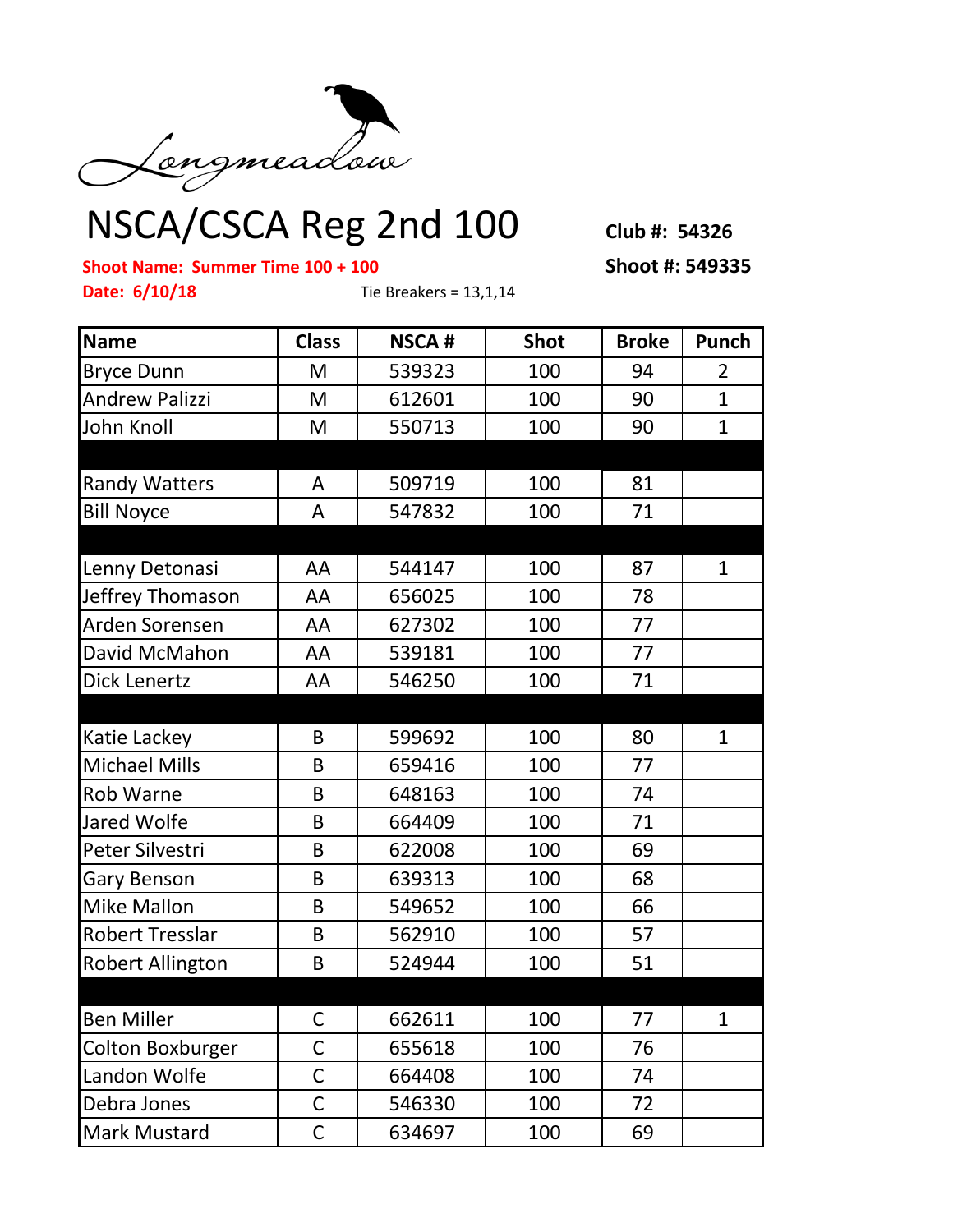Longmeadow

# NSCA/CSCA Reg 2nd 100

**Club #: 54326**

**Shoot Name: Summer Time 100 + 100**

**Shoot #: 549335**

**Date: 6/10/18**

Tie Breakers = 13,1,14

| Name | Class | NSCA # | Shot | Broke | Punch |
|---|---|---|---|---|---|
| Bryce Dunn | M | 539323 | 100 | 94 | 2 |
| Andrew Palizzi | M | 612601 | 100 | 90 | 1 |
| John Knoll | M | 550713 | 100 | 90 | 1 |
| | | | | | |
| Randy Watters | A | 509719 | 100 | 81 | |
| Bill Noyce | A | 547832 | 100 | 71 | |
| | | | | | |
| Lenny Detonasi | AA | 544147 | 100 | 87 | 1 |
| Jeffrey Thomason | AA | 656025 | 100 | 78 | |
| Arden Sorensen | AA | 627302 | 100 | 77 | |
| David McMahon | AA | 539181 | 100 | 77 | |
| Dick Lenertz | AA | 546250 | 100 | 71 | |
| | | | | | |
| Katie Lackey | B | 599692 | 100 | 80 | 1 |
| Michael Mills | B | 659416 | 100 | 77 | |
| Rob Warne | B | 648163 | 100 | 74 | |
| Jared Wolfe | B | 664409 | 100 | 71 | |
| Peter Silvestri | B | 622008 | 100 | 69 | |
| Gary Benson | B | 639313 | 100 | 68 | |
| Mike Mallon | B | 549652 | 100 | 66 | |
| Robert Tresslar | B | 562910 | 100 | 57 | |
| Robert Allington | B | 524944 | 100 | 51 | |
| | | | | | |
| Ben Miller | C | 662611 | 100 | 77 | 1 |
| Colton Boxburger | C | 655618 | 100 | 76 | |
| Landon Wolfe | C | 664408 | 100 | 74 | |
| Debra Jones | C | 546330 | 100 | 72 | |
| Mark Mustard | C | 634697 | 100 | 69 | |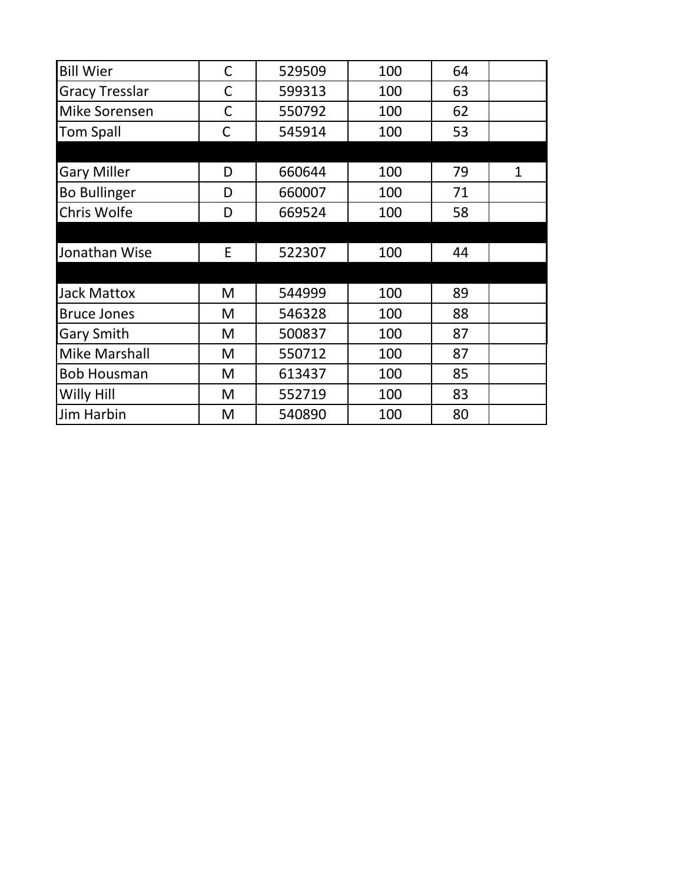| | | | | | |
|---|---|---|---|---|---|
| Bill Wier | C | 529509 | 100 | 64 | |
| Gracy Tresslar | C | 599313 | 100 | 63 | |
| Mike Sorensen | C | 550792 | 100 | 62 | |
| Tom Spall | C | 545914 | 100 | 53 | |
| | | | | | |
| Gary Miller | D | 660644 | 100 | 79 | 1 |
| Bo Bullinger | D | 660007 | 100 | 71 | |
| Chris Wolfe | D | 669524 | 100 | 58 | |
| | | | | | |
| Jonathan Wise | E | 522307 | 100 | 44 | |
| | | | | | |
| Jack Mattox | M | 544999 | 100 | 89 | |
| Bruce Jones | M | 546328 | 100 | 88 | |
| Gary Smith | M | 500837 | 100 | 87 | |
| Mike Marshall | M | 550712 | 100 | 87 | |
| Bob Housman | M | 613437 | 100 | 85 | |
| Willy Hill | M | 552719 | 100 | 83 | |
| Jim Harbin | M | 540890 | 100 | 80 | |